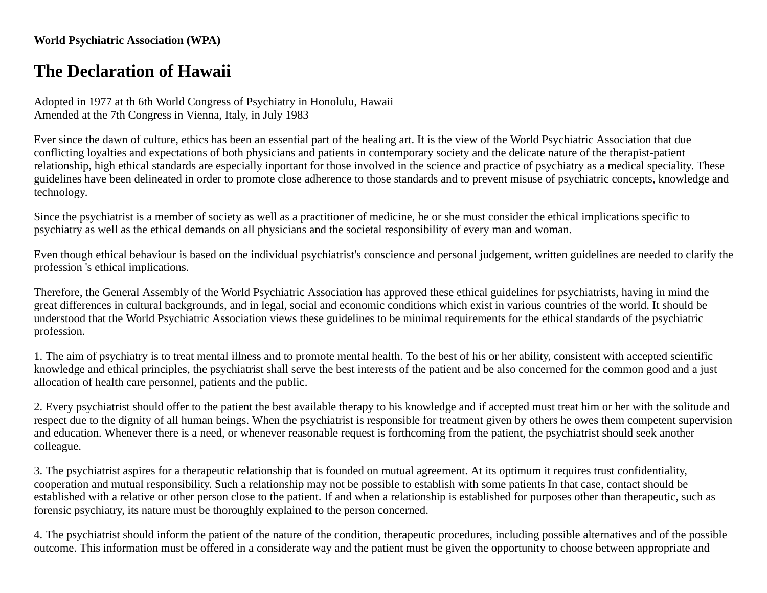**World Psychiatric Association (WPA)**

# The Declaration of Hawaii

Adopted in 1977 at th 6th World Congress of Psychiatry in Honolulu, Hawaii
Amended at the 7th Congress in Vienna, Italy, in July 1983

Ever since the dawn of culture, ethics has been an essential part of the healing art. It is the view of the World Psychiatric Association that due conflicting loyalties and expectations of both physicians and patients in contemporary society and the delicate nature of the therapist-patient relationship, high ethical standards are especially inportant for those involved in the science and practice of psychiatry as a medical speciality. These guidelines have been delineated in order to promote close adherence to those standards and to prevent misuse of psychiatric concepts, knowledge and technology.

Since the psychiatrist is a member of society as well as a practitioner of medicine, he or she must consider the ethical implications specific to psychiatry as well as the ethical demands on all physicians and the societal responsibility of every man and woman.

Even though ethical behaviour is based on the individual psychiatrist's conscience and personal judgement, written guidelines are needed to clarify the profession 's ethical implications.

Therefore, the General Assembly of the World Psychiatric Association has approved these ethical guidelines for psychiatrists, having in mind the great differences in cultural backgrounds, and in legal, social and economic conditions which exist in various countries of the world. It should be understood that the World Psychiatric Association views these guidelines to be minimal requirements for the ethical standards of the psychiatric profession.

1. The aim of psychiatry is to treat mental illness and to promote mental health. To the best of his or her ability, consistent with accepted scientific knowledge and ethical principles, the psychiatrist shall serve the best interests of the patient and be also concerned for the common good and a just allocation of health care personnel, patients and the public.

2. Every psychiatrist should offer to the patient the best available therapy to his knowledge and if accepted must treat him or her with the solitude and respect due to the dignity of all human beings. When the psychiatrist is responsible for treatment given by others he owes them competent supervision and education. Whenever there is a need, or whenever reasonable request is forthcoming from the patient, the psychiatrist should seek another colleague.

3. The psychiatrist aspires for a therapeutic relationship that is founded on mutual agreement. At its optimum it requires trust confidentiality, cooperation and mutual responsibility. Such a relationship may not be possible to establish with some patients In that case, contact should be established with a relative or other person close to the patient. If and when a relationship is established for purposes other than therapeutic, such as forensic psychiatry, its nature must be thoroughly explained to the person concerned.

4. The psychiatrist should inform the patient of the nature of the condition, therapeutic procedures, including possible alternatives and of the possible outcome. This information must be offered in a considerate way and the patient must be given the opportunity to choose between appropriate and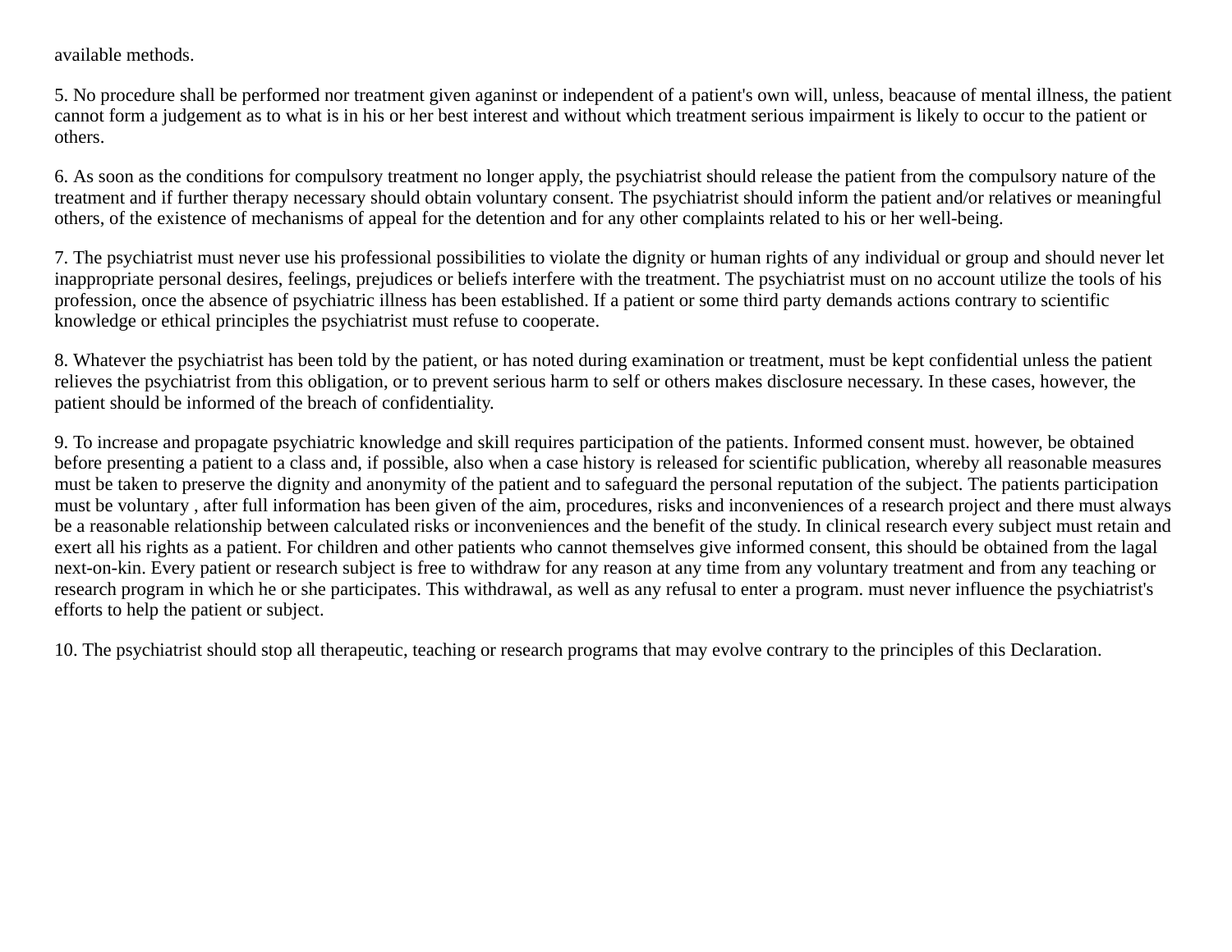available methods.

5. No procedure shall be performed nor treatment given aganinst or independent of a patient's own will, unless, beacause of mental illness, the patient cannot form a judgement as to what is in his or her best interest and without which treatment serious impairment is likely to occur to the patient or others.

6. As soon as the conditions for compulsory treatment no longer apply, the psychiatrist should release the patient from the compulsory nature of the treatment and if further therapy necessary should obtain voluntary consent. The psychiatrist should inform the patient and/or relatives or meaningful others, of the existence of mechanisms of appeal for the detention and for any other complaints related to his or her well-being.

7. The psychiatrist must never use his professional possibilities to violate the dignity or human rights of any individual or group and should never let inappropriate personal desires, feelings, prejudices or beliefs interfere with the treatment. The psychiatrist must on no account utilize the tools of his profession, once the absence of psychiatric illness has been established. If a patient or some third party demands actions contrary to scientific knowledge or ethical principles the psychiatrist must refuse to cooperate.

8. Whatever the psychiatrist has been told by the patient, or has noted during examination or treatment, must be kept confidential unless the patient relieves the psychiatrist from this obligation, or to prevent serious harm to self or others makes disclosure necessary. In these cases, however, the patient should be informed of the breach of confidentiality.

9. To increase and propagate psychiatric knowledge and skill requires participation of the patients. Informed consent must. however, be obtained before presenting a patient to a class and, if possible, also when a case history is released for scientific publication, whereby all reasonable measures must be taken to preserve the dignity and anonymity of the patient and to safeguard the personal reputation of the subject. The patients participation must be voluntary , after full information has been given of the aim, procedures, risks and inconveniences of a research project and there must always be a reasonable relationship between calculated risks or inconveniences and the benefit of the study. In clinical research every subject must retain and exert all his rights as a patient. For children and other patients who cannot themselves give informed consent, this should be obtained from the lagal next-on-kin. Every patient or research subject is free to withdraw for any reason at any time from any voluntary treatment and from any teaching or research program in which he or she participates. This withdrawal, as well as any refusal to enter a program. must never influence the psychiatrist's efforts to help the patient or subject.

10. The psychiatrist should stop all therapeutic, teaching or research programs that may evolve contrary to the principles of this Declaration.